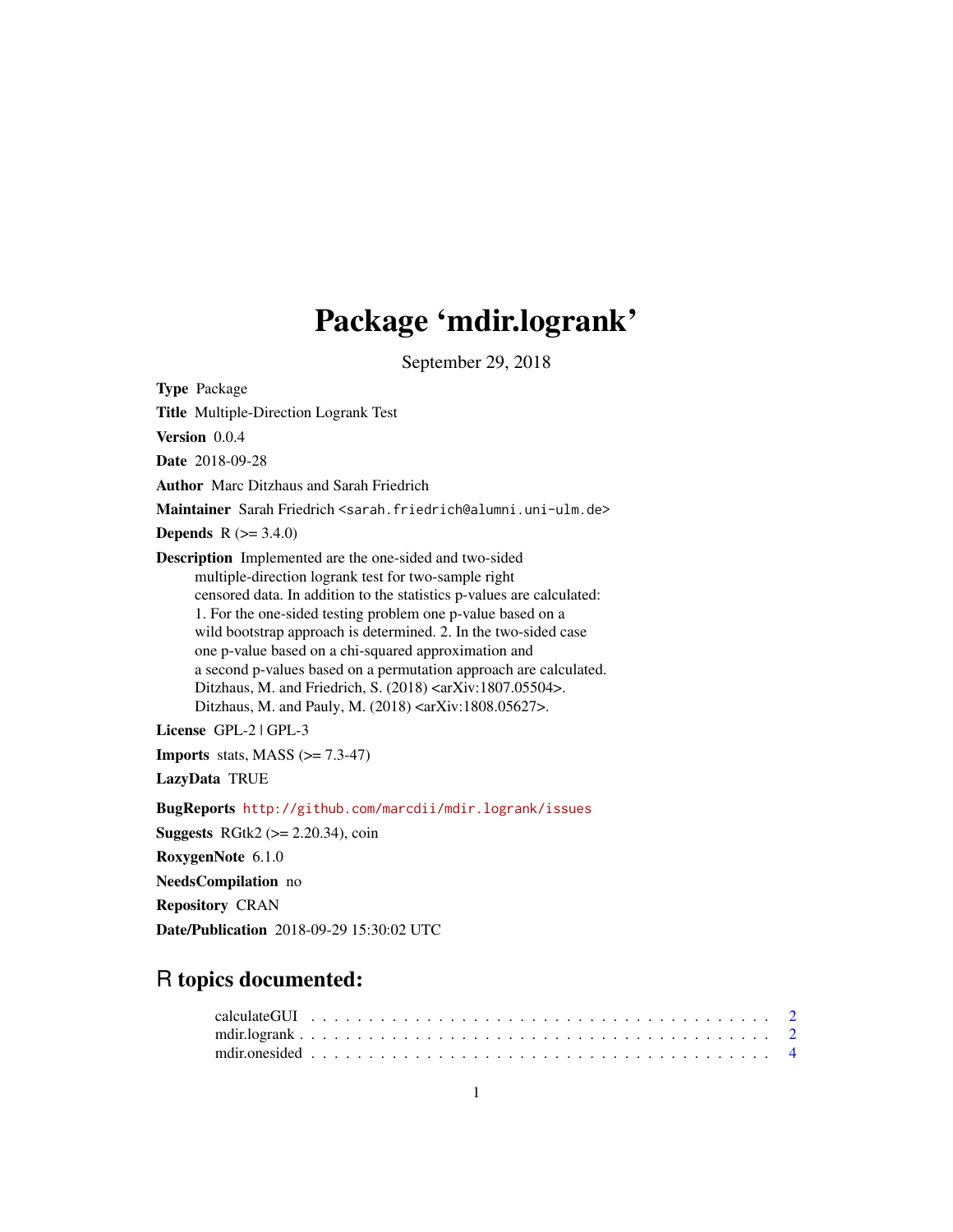# Package 'mdir.logrank'

September 29, 2018

**Type** Package

**Title** Multiple-Direction Logrank Test

**Version** 0.0.4

**Date** 2018-09-28

**Author** Marc Ditzhaus and Sarah Friedrich

**Maintainer** Sarah Friedrich <sarah.friedrich@alumni.uni-ulm.de>

**Depends** R (>= 3.4.0)

**Description** Implemented are the one-sided and two-sided multiple-direction logrank test for two-sample right censored data. In addition to the statistics p-values are calculated: 1. For the one-sided testing problem one p-value based on a wild bootstrap approach is determined. 2. In the two-sided case one p-value based on a chi-squared approximation and a second p-values based on a permutation approach are calculated. Ditzhaus, M. and Friedrich, S. (2018) <arXiv:1807.05504>. Ditzhaus, M. and Pauly, M. (2018) <arXiv:1808.05627>.

**License** GPL-2 | GPL-3

**Imports** stats, MASS (>= 7.3-47)

**LazyData** TRUE

**BugReports** http://github.com/marcdii/mdir.logrank/issues

**Suggests** RGtk2 (>= 2.20.34), coin

**RoxygenNote** 6.1.0

**NeedsCompilation** no

**Repository** CRAN

**Date/Publication** 2018-09-29 15:30:02 UTC

## R topics documented:

calculateGUI . . . . . . . . . . . . . . . . . . . . . . . . . . . . . . . . . . . . 2
mdir.logrank . . . . . . . . . . . . . . . . . . . . . . . . . . . . . . . . . . . . 2
mdir.onesided . . . . . . . . . . . . . . . . . . . . . . . . . . . . . . . . . . . . 4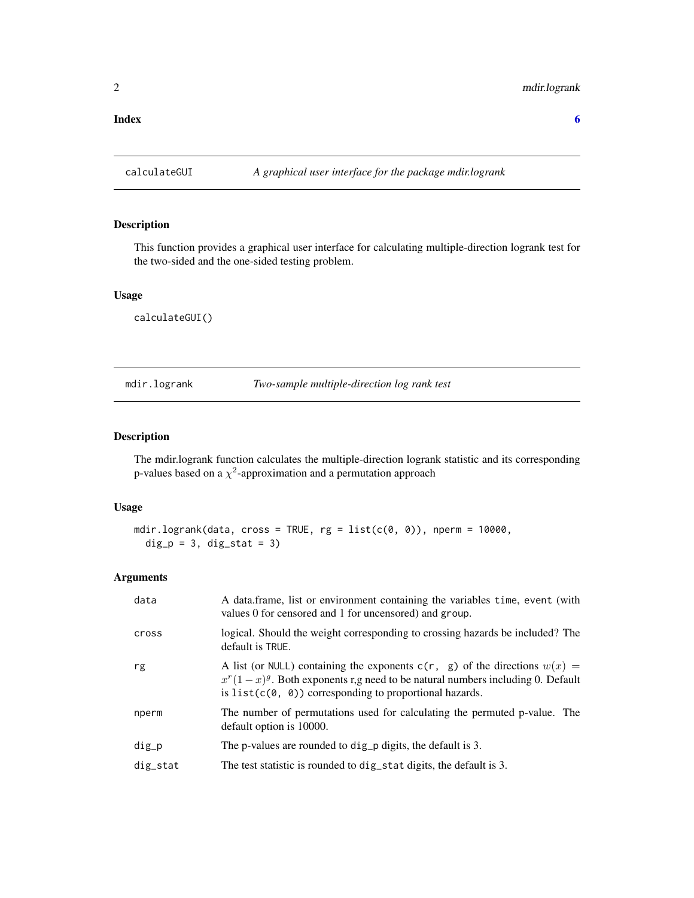**Index** **6**

---

calculateGUI &nbsp;&nbsp;&nbsp; *A graphical user interface for the package mdir.logrank*

---

## Description

This function provides a graphical user interface for calculating multiple-direction logrank test for the two-sided and the one-sided testing problem.

## Usage

```
calculateGUI()
```

---

mdir.logrank &nbsp;&nbsp;&nbsp; *Two-sample multiple-direction log rank test*

---

## Description

The mdir.logrank function calculates the multiple-direction logrank statistic and its corresponding p-values based on a $\chi^2$-approximation and a permutation approach

## Usage

```
mdir.logrank(data, cross = TRUE, rg = list(c(0, 0)), nperm = 10000,
  dig_p = 3, dig_stat = 3)
```

## Arguments

| | |
|---|---|
| data | A data.frame, list or environment containing the variables `time`, `event` (with values 0 for censored and 1 for uncensored) and `group`. |
| cross | logical. Should the weight corresponding to crossing hazards be included? The default is `TRUE`. |
| rg | A list (or `NULL`) containing the exponents `c(r, g)` of the directions $w(x) = x^r(1-x)^g$. Both exponents r,g need to be natural numbers including 0. Default is `list(c(0, 0))` corresponding to proportional hazards. |
| nperm | The number of permutations used for calculating the permuted p-value. The default option is 10000. |
| dig_p | The p-values are rounded to `dig_p` digits, the default is 3. |
| dig_stat | The test statistic is rounded to `dig_stat` digits, the default is 3. |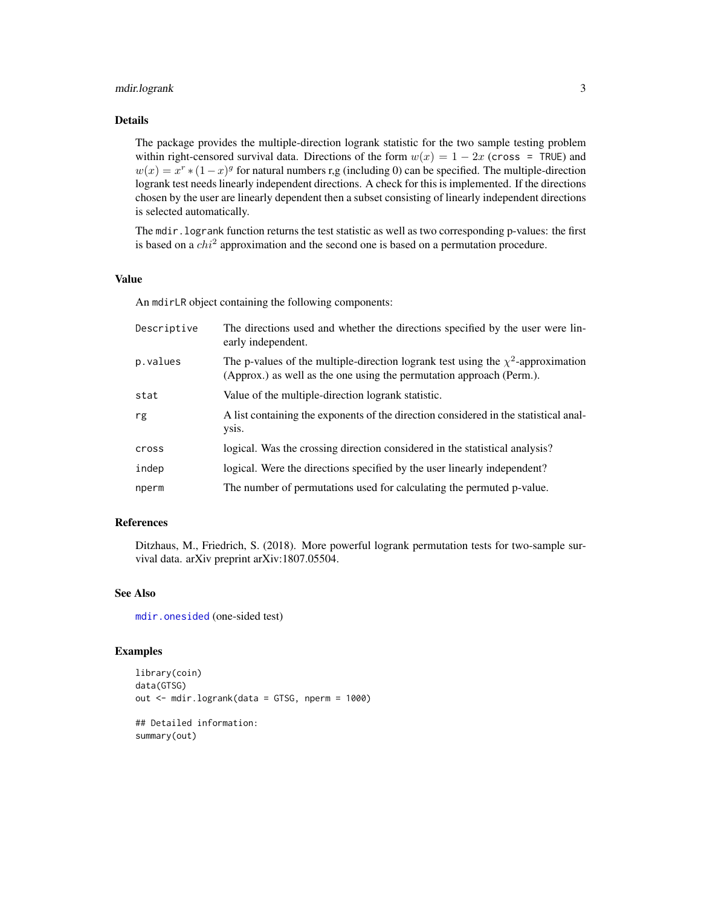## Details

The package provides the multiple-direction logrank statistic for the two sample testing problem within right-censored survival data. Directions of the form $w(x) = 1 - 2x$ (`cross = TRUE`) and $w(x) = x^r * (1-x)^g$ for natural numbers r,g (including 0) can be specified. The multiple-direction logrank test needs linearly independent directions. A check for this is implemented. If the directions chosen by the user are linearly dependent then a subset consisting of linearly independent directions is selected automatically.

The `mdir.logrank` function returns the test statistic as well as two corresponding p-values: the first is based on a $chi^2$ approximation and the second one is based on a permutation procedure.

## Value

An `mdirLR` object containing the following components:

| | |
|---|---|
| `Descriptive` | The directions used and whether the directions specified by the user were linearly independent. |
| `p.values` | The p-values of the multiple-direction logrank test using the $\chi^2$-approximation (Approx.) as well as the one using the permutation approach (Perm.). |
| `stat` | Value of the multiple-direction logrank statistic. |
| `rg` | A list containing the exponents of the direction considered in the statistical analysis. |
| `cross` | logical. Was the crossing direction considered in the statistical analysis? |
| `indep` | logical. Were the directions specified by the user linearly independent? |
| `nperm` | The number of permutations used for calculating the permuted p-value. |

## References

Ditzhaus, M., Friedrich, S. (2018). More powerful logrank permutation tests for two-sample survival data. arXiv preprint arXiv:1807.05504.

## See Also

`mdir.onesided` (one-sided test)

## Examples

```
library(coin)
data(GTSG)
out <- mdir.logrank(data = GTSG, nperm = 1000)

## Detailed information:
summary(out)
```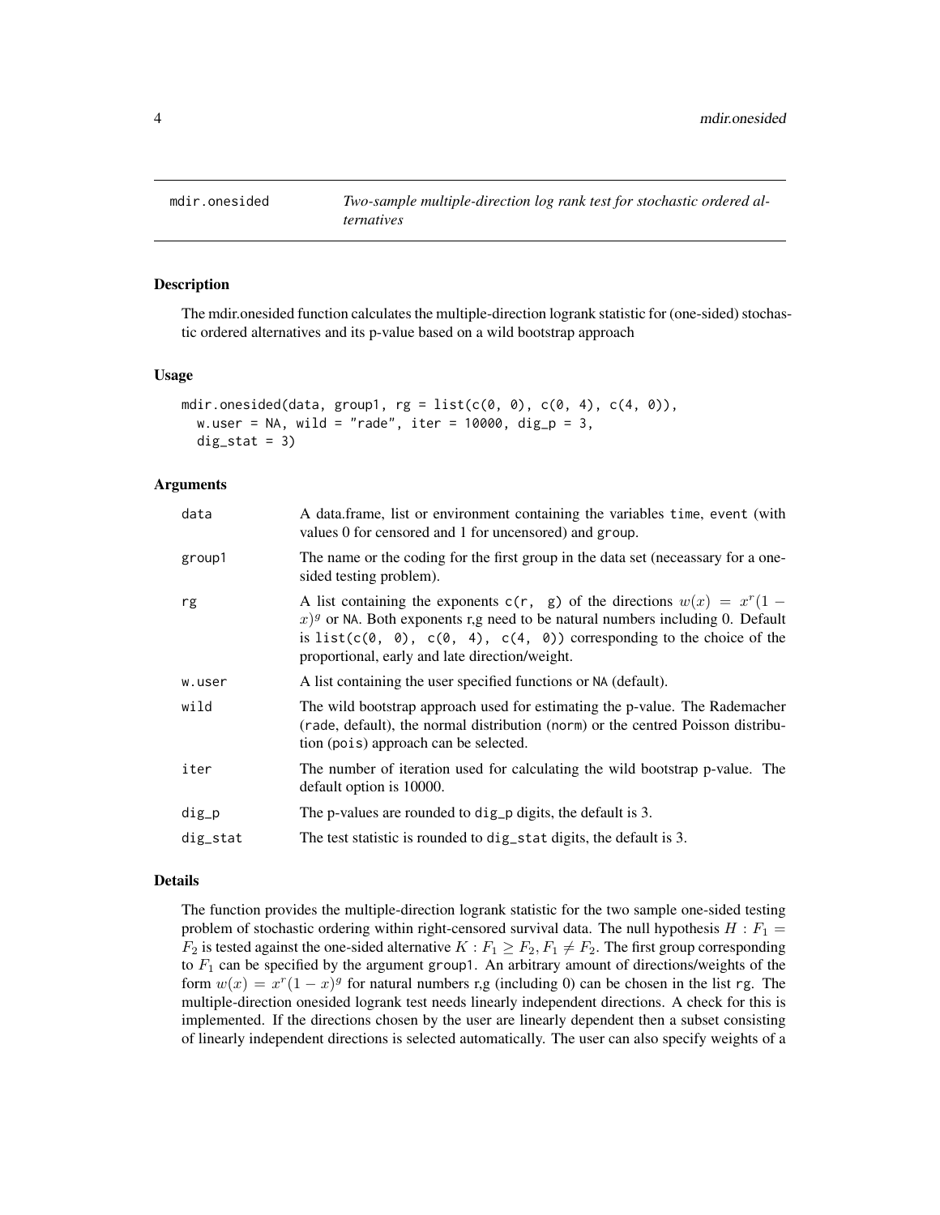| | |
|---|---|
| mdir.onesided | *Two-sample multiple-direction log rank test for stochastic ordered alternatives* |

## Description

The mdir.onesided function calculates the multiple-direction logrank statistic for (one-sided) stochastic ordered alternatives and its p-value based on a wild bootstrap approach

## Usage

```
mdir.onesided(data, group1, rg = list(c(0, 0), c(0, 4), c(4, 0)),
  w.user = NA, wild = "rade", iter = 10000, dig_p = 3,
  dig_stat = 3)
```

## Arguments

| | |
|---|---|
| data | A data.frame, list or environment containing the variables time, event (with values 0 for censored and 1 for uncensored) and group. |
| group1 | The name or the coding for the first group in the data set (neceassary for a one-sided testing problem). |
| rg | A list containing the exponents c(r, g) of the directions $w(x) = x^r(1-x)^g$ or NA. Both exponents r,g need to be natural numbers including 0. Default is list(c(0, 0), c(0, 4), c(4, 0)) corresponding to the choice of the proportional, early and late direction/weight. |
| w.user | A list containing the user specified functions or NA (default). |
| wild | The wild bootstrap approach used for estimating the p-value. The Rademacher (rade, default), the normal distribution (norm) or the centred Poisson distribution (pois) approach can be selected. |
| iter | The number of iteration used for calculating the wild bootstrap p-value. The default option is 10000. |
| dig_p | The p-values are rounded to dig_p digits, the default is 3. |
| dig_stat | The test statistic is rounded to dig_stat digits, the default is 3. |

## Details

The function provides the multiple-direction logrank statistic for the two sample one-sided testing problem of stochastic ordering within right-censored survival data. The null hypothesis $H : F_1 = F_2$ is tested against the one-sided alternative $K : F_1 \geq F_2, F_1 \neq F_2$. The first group corresponding to $F_1$ can be specified by the argument group1. An arbitrary amount of directions/weights of the form $w(x) = x^r(1-x)^g$ for natural numbers r,g (including 0) can be chosen in the list rg. The multiple-direction onesided logrank test needs linearly independent directions. A check for this is implemented. If the directions chosen by the user are linearly dependent then a subset consisting of linearly independent directions is selected automatically. The user can also specify weights of a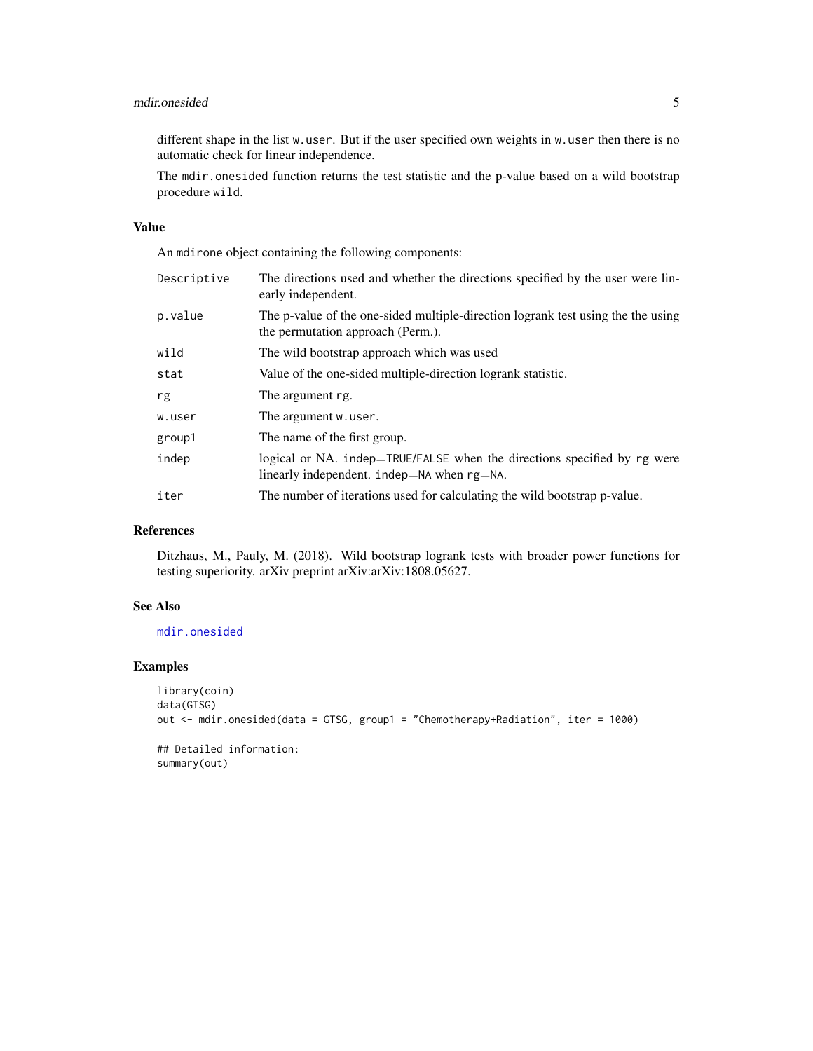different shape in the list `w.user`. But if the user specified own weights in `w.user` then there is no automatic check for linear independence.

The `mdir.onesided` function returns the test statistic and the p-value based on a wild bootstrap procedure `wild`.

## Value

An `mdirone` object containing the following components:

| | |
|---|---|
| `Descriptive` | The directions used and whether the directions specified by the user were linearly independent. |
| `p.value` | The p-value of the one-sided multiple-direction logrank test using the the using the permutation approach (Perm.). |
| `wild` | The wild bootstrap approach which was used |
| `stat` | Value of the one-sided multiple-direction logrank statistic. |
| `rg` | The argument `rg`. |
| `w.user` | The argument `w.user`. |
| `group1` | The name of the first group. |
| `indep` | logical or NA. `indep=TRUE/FALSE` when the directions specified by `rg` were linearly independent. `indep=NA` when `rg=NA`. |
| `iter` | The number of iterations used for calculating the wild bootstrap p-value. |

## References

Ditzhaus, M., Pauly, M. (2018). Wild bootstrap logrank tests with broader power functions for testing superiority. arXiv preprint arXiv:arXiv:1808.05627.

## See Also

`mdir.onesided`

## Examples

```
library(coin)
data(GTSG)
out <- mdir.onesided(data = GTSG, group1 = "Chemotherapy+Radiation", iter = 1000)

## Detailed information:
summary(out)
```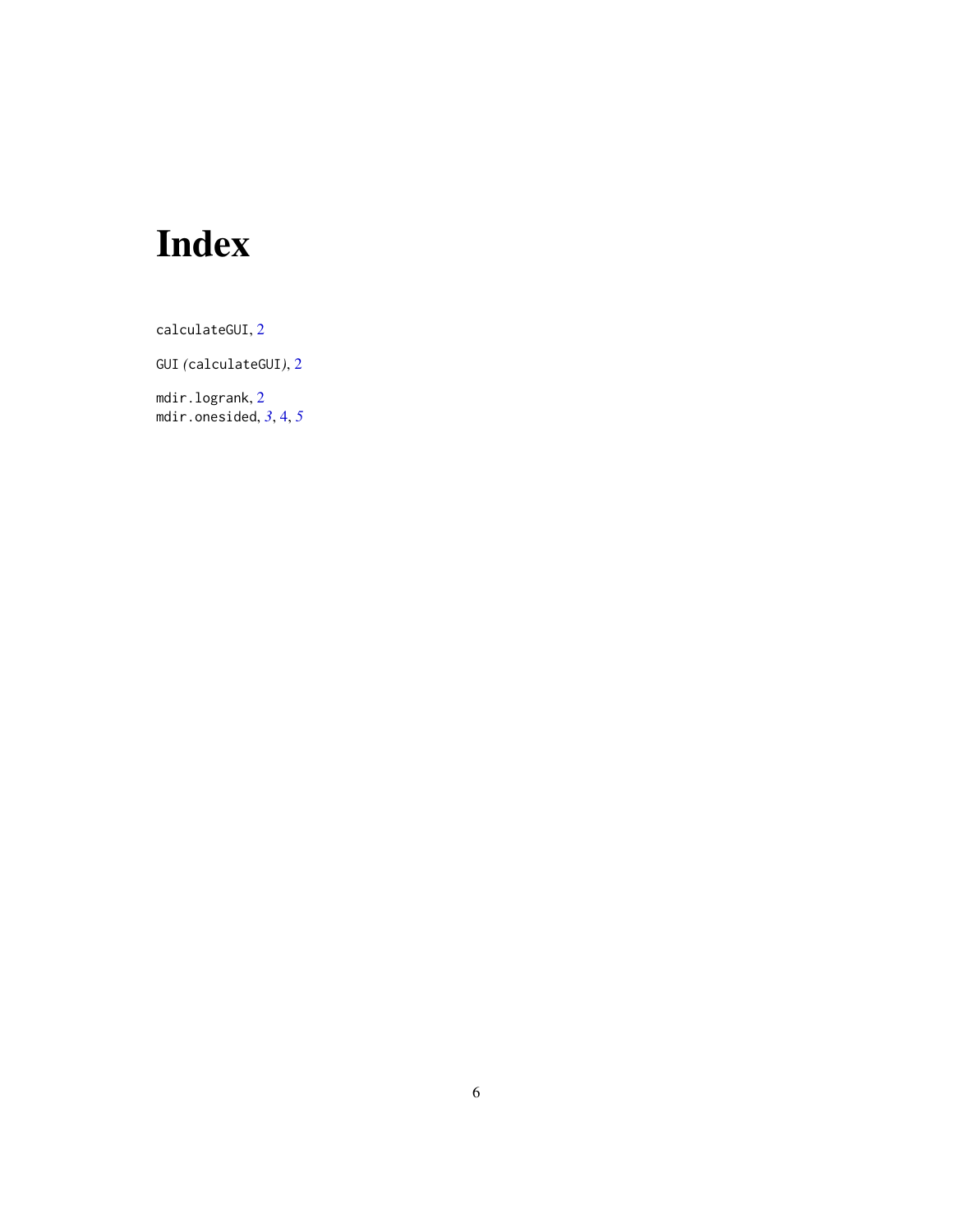# Index

calculateGUI, 2

GUI *(*calculateGUI*)*, 2

mdir.logrank, 2
mdir.onesided, *3*, 4, *5*